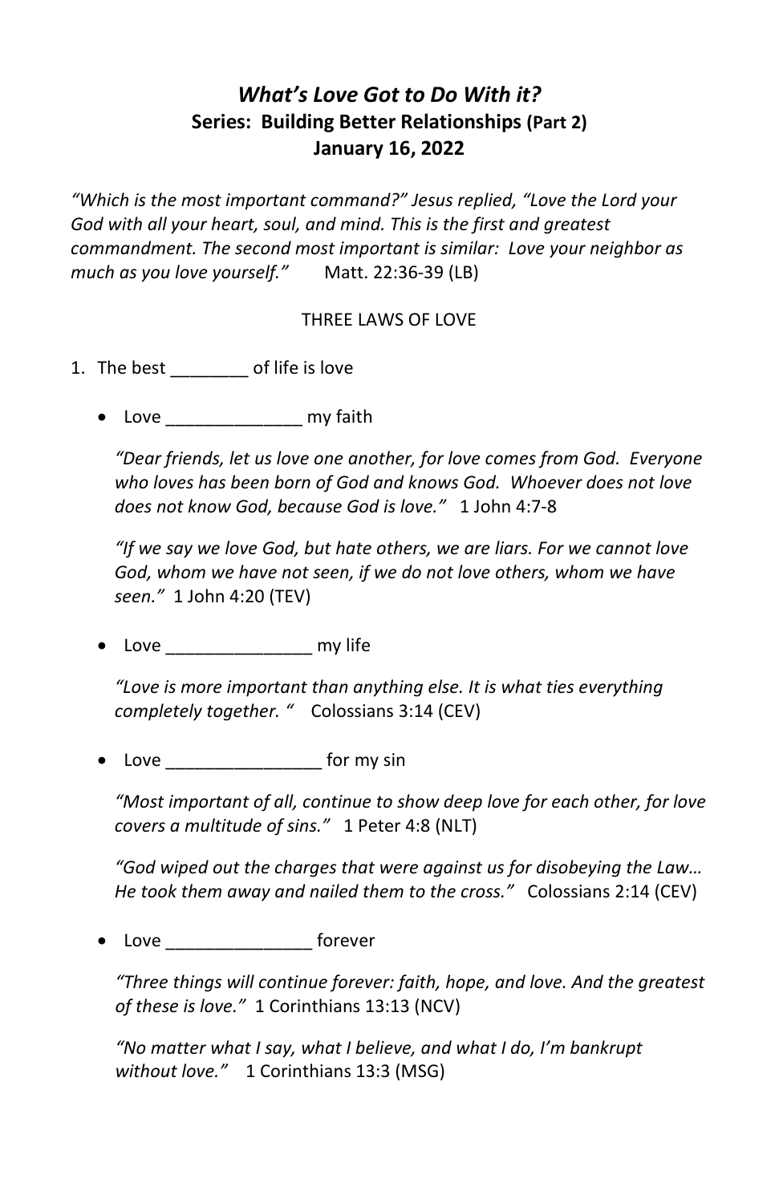# *What's Love Got to Do With it?*

## Series: Building Better Relationships (Part 2)

## January 16, 2022

*"Which is the most important command?" Jesus replied, "Love the Lord your God with all your heart, soul, and mind. This is the first and greatest commandment. The second most important is similar: Love your neighbor as much as you love yourself."* Matt. 22:36-39 (LB)

THREE LAWS OF LOVE

1. The best ________ of life is love

   - Love ______________ my faith

     *"Dear friends, let us love one another, for love comes from God. Everyone who loves has been born of God and knows God. Whoever does not love does not know God, because God is love."* 1 John 4:7-8

     *"If we say we love God, but hate others, we are liars. For we cannot love God, whom we have not seen, if we do not love others, whom we have seen."* 1 John 4:20 (TEV)

   - Love _______________ my life

     *"Love is more important than anything else. It is what ties everything completely together. "* Colossians 3:14 (CEV)

   - Love ________________ for my sin

     *"Most important of all, continue to show deep love for each other, for love covers a multitude of sins."* 1 Peter 4:8 (NLT)

     *"God wiped out the charges that were against us for disobeying the Law… He took them away and nailed them to the cross."* Colossians 2:14 (CEV)

   - Love _______________ forever

     *"Three things will continue forever: faith, hope, and love. And the greatest of these is love."* 1 Corinthians 13:13 (NCV)

     *"No matter what I say, what I believe, and what I do, I'm bankrupt without love."* 1 Corinthians 13:3 (MSG)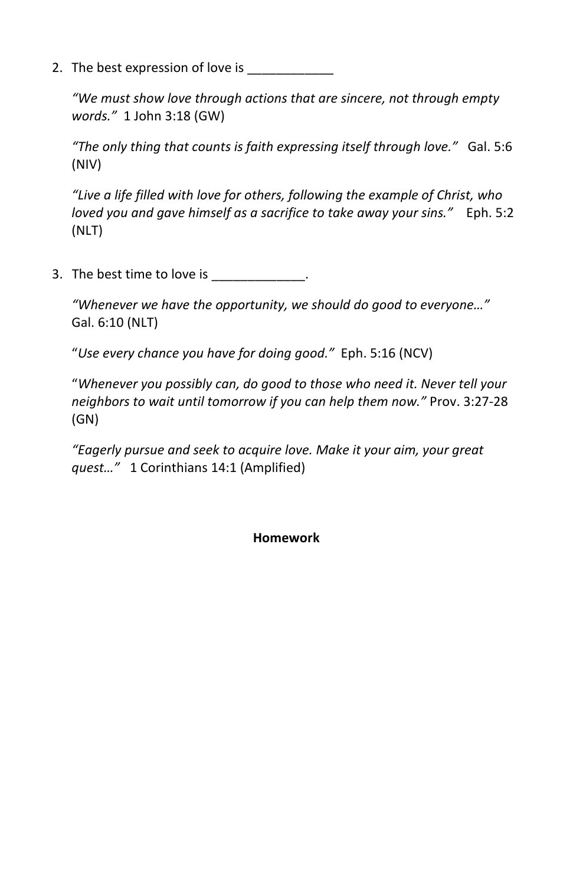2. The best expression of love is ____________

   *"We must show love through actions that are sincere, not through empty words."* 1 John 3:18 (GW)

   *"The only thing that counts is faith expressing itself through love."* Gal. 5:6 (NIV)

   *"Live a life filled with love for others, following the example of Christ, who loved you and gave himself as a sacrifice to take away your sins."* Eph. 5:2 (NLT)

3. The best time to love is _____________.

   *"Whenever we have the opportunity, we should do good to everyone…"* Gal. 6:10 (NLT)

   "*Use every chance you have for doing good."* Eph. 5:16 (NCV)

   "*Whenever you possibly can, do good to those who need it. Never tell your neighbors to wait until tomorrow if you can help them now."* Prov. 3:27-28 (GN)

   *"Eagerly pursue and seek to acquire love. Make it your aim, your great quest…"* 1 Corinthians 14:1 (Amplified)

**Homework**